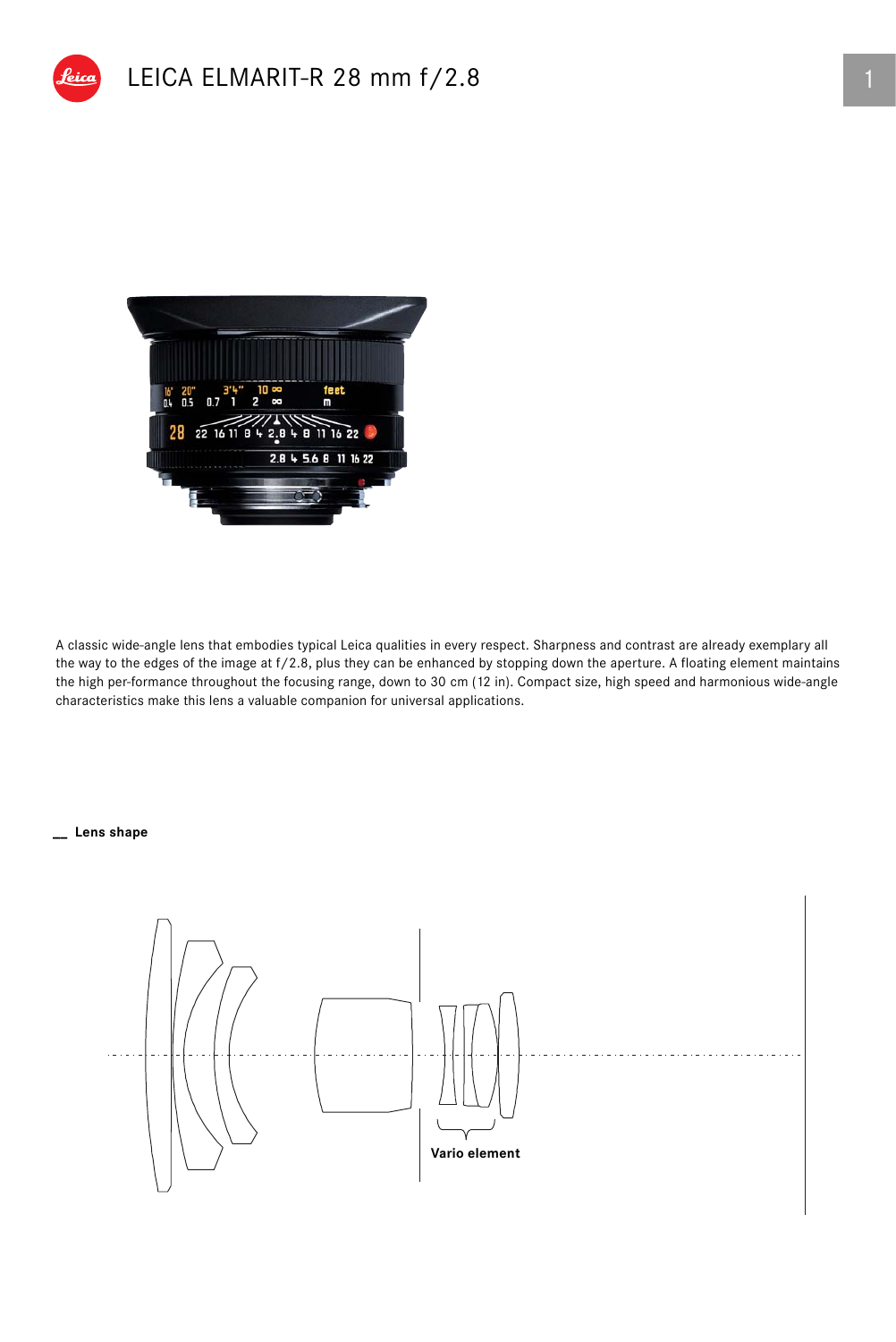# LEICA ELMARIT-R 28 mm f/2.8

A classic wide-angle lens that embodies typical Leica qualities in every respect. Sharpness and contrast are already exemplary all the way to the edges of the image at f/2.8, plus they can be enhanced by stopping down the aperture. A floating element maintains the high per-formance throughout the focusing range, down to 30 cm (12 in). Compact size, high speed and harmonious wide-angle characteristics make this lens a valuable companion for universal applications.

## Lens shape

Vario element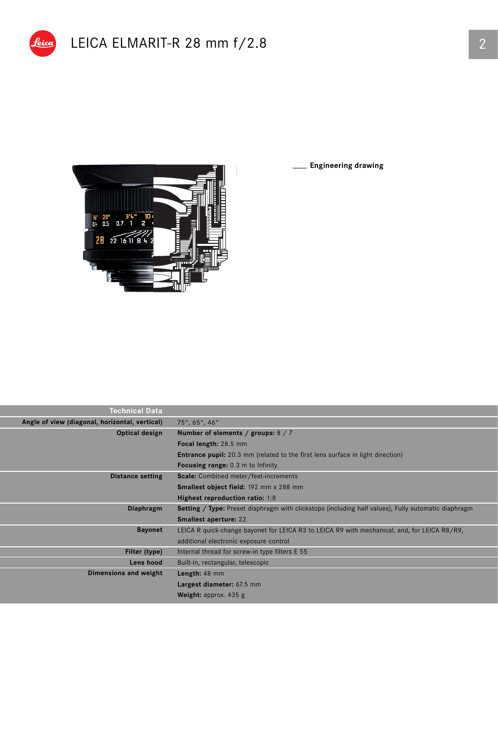# LEICA ELMARIT-R 28 mm f/2.8

Engineering drawing

| Technical Data | |
|---|---|
| **Angle of view (diagonal, horizontal, vertical)** | 75°, 65°, 46° |
| **Optical design** | **Number of elements / groups:** 8 / 7 |
| | **Focal length:** 28.5 mm |
| | **Entrance pupil:** 20.3 mm (related to the first lens surface in light direction) |
| | **Focusing range:** 0.3 m to Infinity |
| **Distance setting** | **Scale:** Combined meter/feet-increments |
| | **Smallest object field:** 192 mm x 288 mm |
| | **Highest reproduction ratio:** 1:8 |
| **Diaphragm** | **Setting / Type:** Preset diaphragm with clickstops (including half values), Fully automatic diaphragm |
| | **Smallest aperture:** 22 |
| **Bayonet** | LEICA R quick-change bayonet for LEICA R3 to LEICA R9 with mechanical, and, for LEICA R8/R9, additional electronic exposure control |
| **Filter (type)** | Internal thread for screw-in type filters E 55 |
| **Lens hood** | Built-in, rectangular, telescopic |
| **Dimensions and weight** | **Length:** 48 mm |
| | **Largest diameter:** 67.5 mm |
| | **Weight:** approx. 435 g |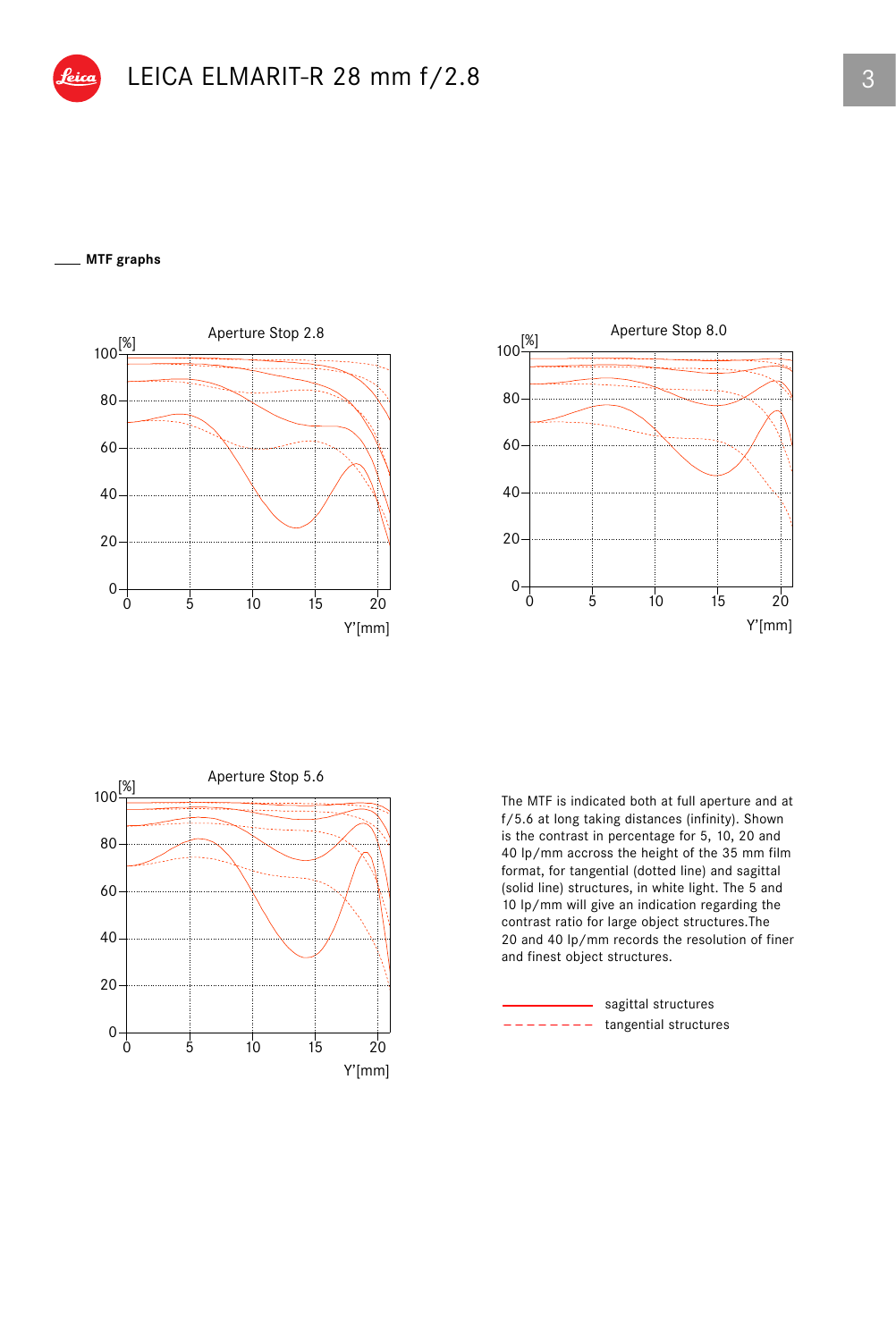# LEICA ELMARIT-R 28 mm f/2.8

## MTF graphs

Aperture Stop 2.8

[%]
100
80
60
40
20
0
0 5 10 15 20
Y'[mm]

Aperture Stop 8.0

[%]
100
80
60
40
20
0
0 5 10 15 20
Y'[mm]

Aperture Stop 5.6

[%]
100
80
60
40
20
0
0 5 10 15 20
Y'[mm]

The MTF is indicated both at full aperture and at f/5.6 at long taking distances (infinity). Shown is the contrast in percentage for 5, 10, 20 and 40 lp/mm accross the height of the 35 mm film format, for tangential (dotted line) and sagittal (solid line) structures, in white light. The 5 and 10 lp/mm will give an indication regarding the contrast ratio for large object structures.The 20 and 40 lp/mm records the resolution of finer and finest object structures.

sagittal structures

tangential structures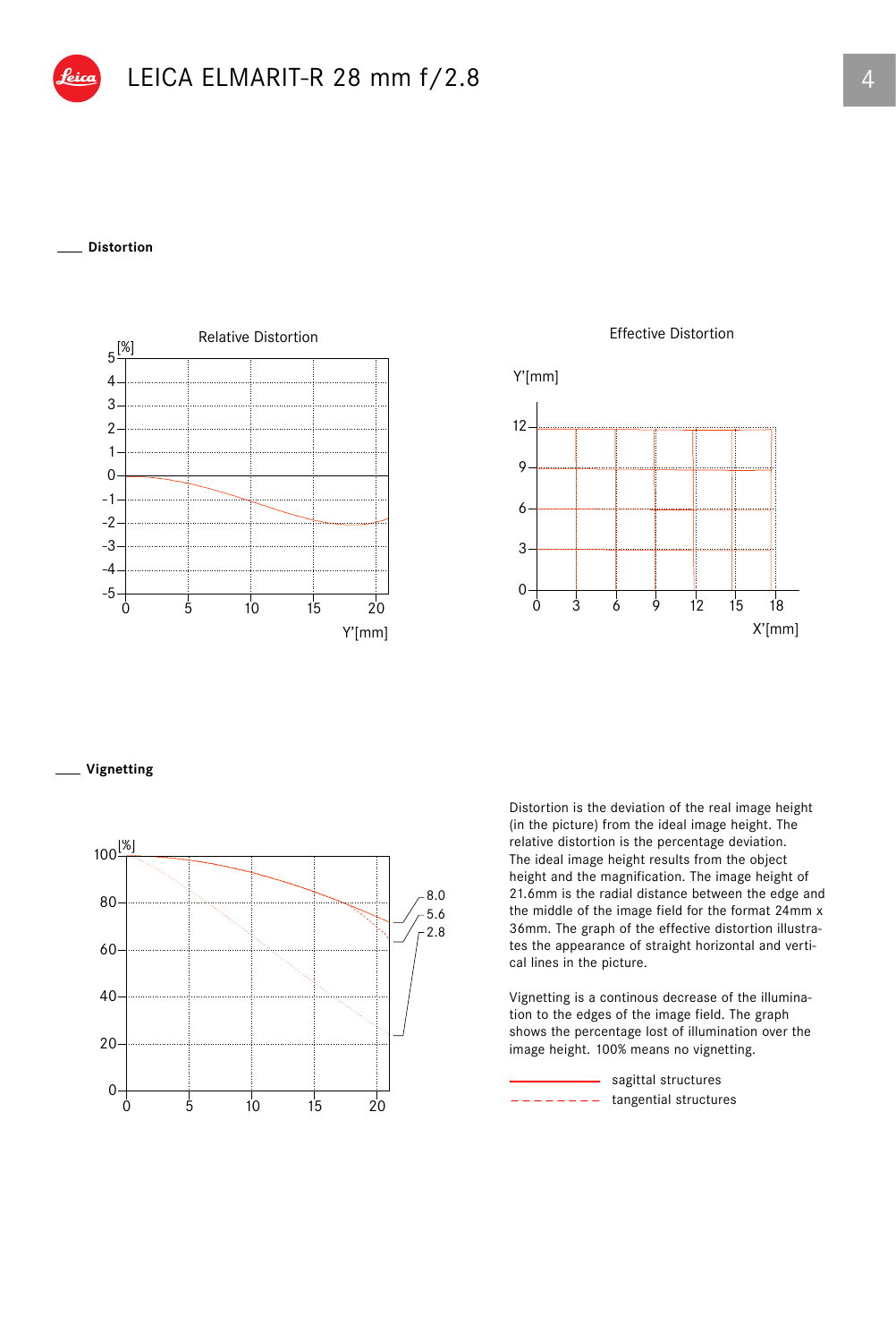# LEICA ELMARIT-R 28 mm f/2.8

## Distortion

Relative Distortion

[%]
5
4
3
2
1
0
-1
-2
-3
-4
-5
0
5
10
15
20
Y'[mm]

Effective Distortion

Y'[mm]
12
9
6
3
0
0
3
6
9
12
15
18
X'[mm]

## Vignetting

[%]
100
80
60
40
20
0
0
5
10
15
20
8.0
5.6
2.8

Distortion is the deviation of the real image height (in the picture) from the ideal image height. The relative distortion is the percentage deviation. The ideal image height results from the object height and the magnification. The image height of 21.6mm is the radial distance between the edge and the middle of the image field for the format 24mm x 36mm. The graph of the effective distortion illustrates the appearance of straight horizontal and vertical lines in the picture.

Vignetting is a continous decrease of the illumination to the edges of the image field. The graph shows the percentage lost of illumination over the image height. 100% means no vignetting.

sagittal structures
tangential structures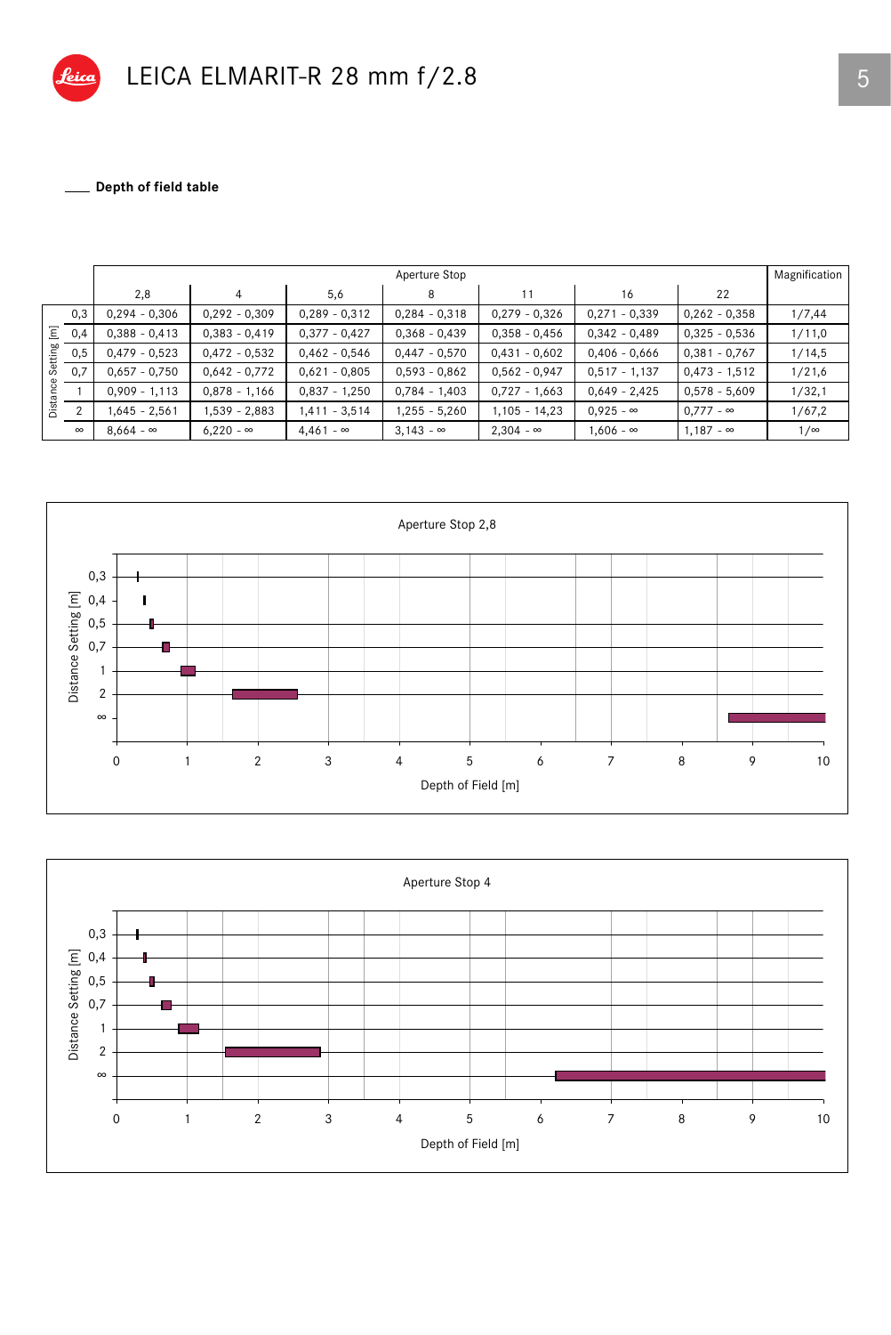# LEICA ELMARIT-R 28 mm f/2.8

## Depth of field table

| Distance Setting [m] | Aperture Stop 2,8 | 4 | 5,6 | 8 | 11 | 16 | 22 | Magnification |
|---|---|---|---|---|---|---|---|---|
| 0,3 | 0,294 - 0,306 | 0,292 - 0,309 | 0,289 - 0,312 | 0,284 - 0,318 | 0,279 - 0,326 | 0,271 - 0,339 | 0,262 - 0,358 | 1/7,44 |
| 0,4 | 0,388 - 0,413 | 0,383 - 0,419 | 0,377 - 0,427 | 0,368 - 0,439 | 0,358 - 0,456 | 0,342 - 0,489 | 0,325 - 0,536 | 1/11,0 |
| 0,5 | 0,479 - 0,523 | 0,472 - 0,532 | 0,462 - 0,546 | 0,447 - 0,570 | 0,431 - 0,602 | 0,406 - 0,666 | 0,381 - 0,767 | 1/14,5 |
| 0,7 | 0,657 - 0,750 | 0,642 - 0,772 | 0,621 - 0,805 | 0,593 - 0,862 | 0,562 - 0,947 | 0,517 - 1,137 | 0,473 - 1,512 | 1/21,6 |
| 1 | 0,909 - 1,113 | 0,878 - 1,166 | 0,837 - 1,250 | 0,784 - 1,403 | 0,727 - 1,663 | 0,649 - 2,425 | 0,578 - 5,609 | 1/32,1 |
| 2 | 1,645 - 2,561 | 1,539 - 2,883 | 1,411 - 3,514 | 1,255 - 5,260 | 1,105 - 14,23 | 0,925 - ∞ | 0,777 - ∞ | 1/67,2 |
| ∞ | 8,664 - ∞ | 6,220 - ∞ | 4,461 - ∞ | 3,143 - ∞ | 2,304 - ∞ | 1,606 - ∞ | 1,187 - ∞ | 1/∞ |

Aperture Stop 2,8

Distance Setting [m]: 0,3, 0,4, 0,5, 0,7, 1, 2, ∞

Depth of Field [m]: 0, 1, 2, 3, 4, 5, 6, 7, 8, 9, 10

Aperture Stop 4

Distance Setting [m]: 0,3, 0,4, 0,5, 0,7, 1, 2, ∞

Depth of Field [m]: 0, 1, 2, 3, 4, 5, 6, 7, 8, 9, 10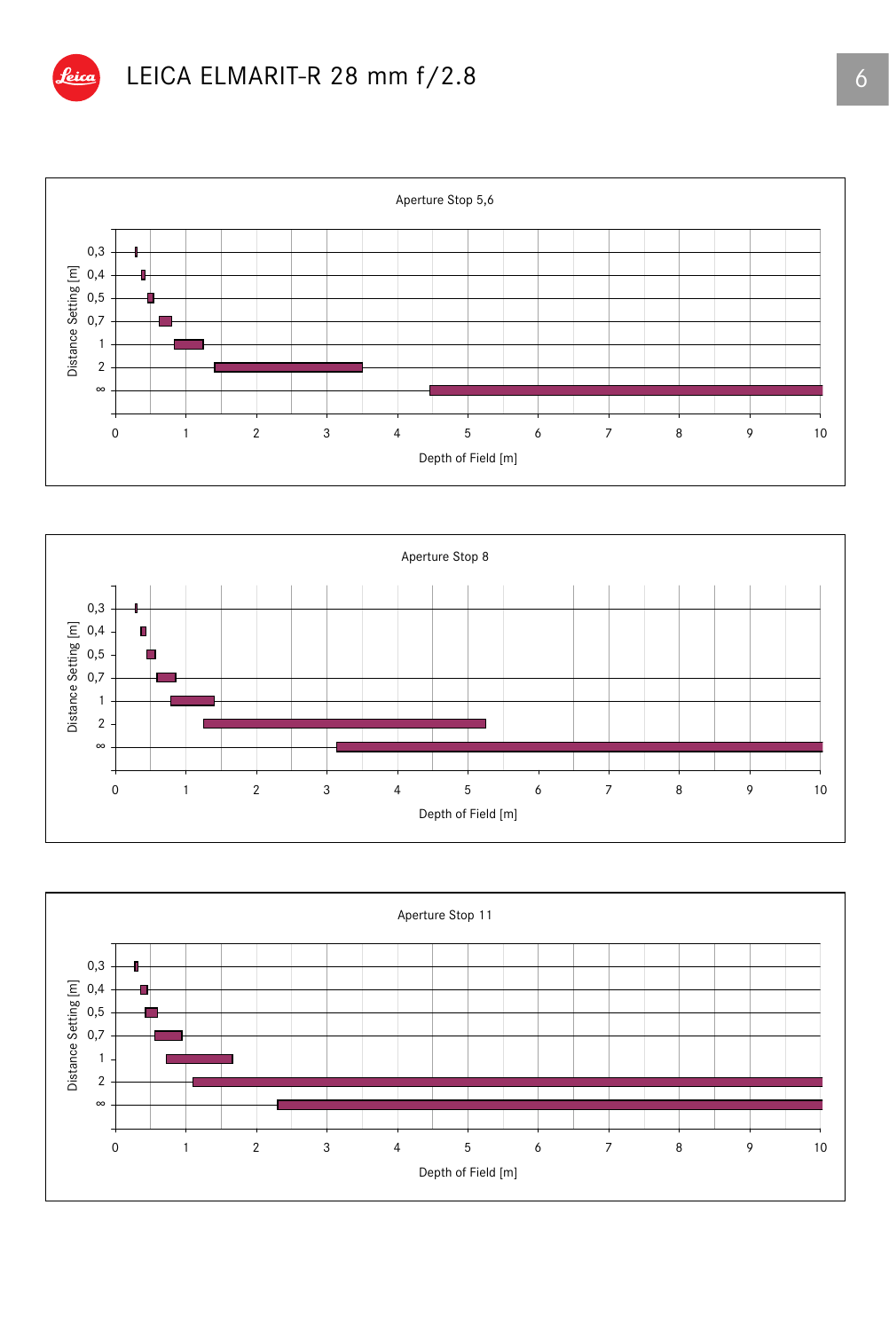# LEICA ELMARIT-R 28 mm f/2.8

Aperture Stop 5,6

Distance Setting [m]: 0,3 · 0,4 · 0,5 · 0,7 · 1 · 2 · ∞

Depth of Field [m]: 0 · 1 · 2 · 3 · 4 · 5 · 6 · 7 · 8 · 9 · 10

Aperture Stop 8

Distance Setting [m]: 0,3 · 0,4 · 0,5 · 0,7 · 1 · 2 · ∞

Depth of Field [m]: 0 · 1 · 2 · 3 · 4 · 5 · 6 · 7 · 8 · 9 · 10

Aperture Stop 11

Distance Setting [m]: 0,3 · 0,4 · 0,5 · 0,7 · 1 · 2 · ∞

Depth of Field [m]: 0 · 1 · 2 · 3 · 4 · 5 · 6 · 7 · 8 · 9 · 10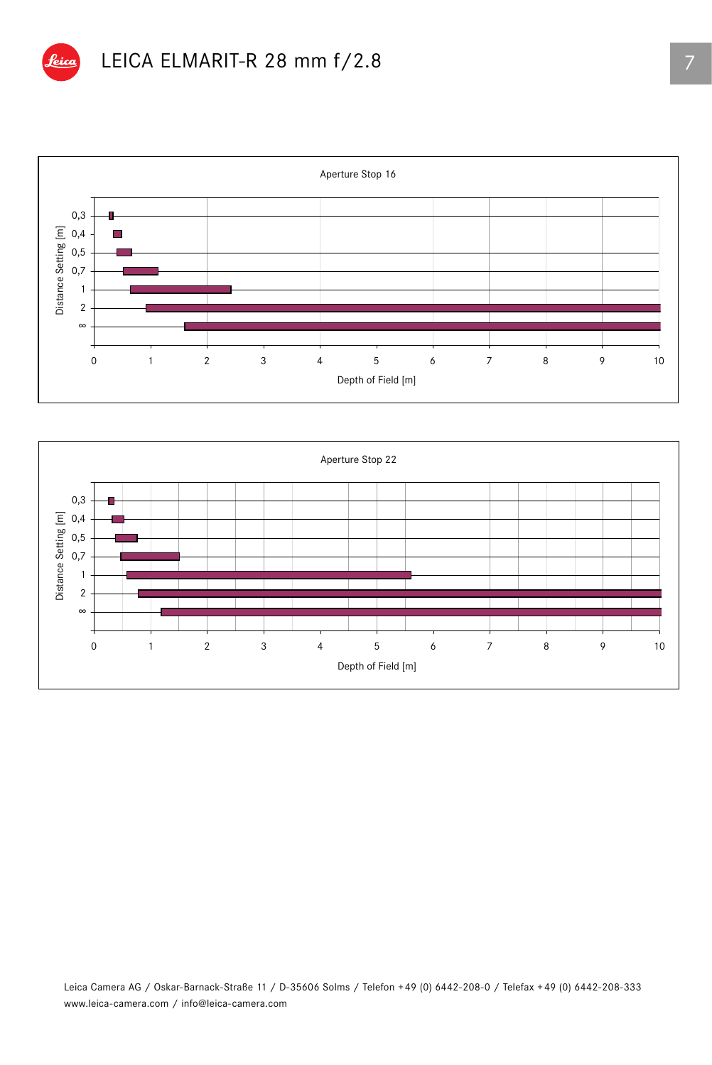# LEICA ELMARIT-R 28 mm f/2.8

Aperture Stop 16

Distance Setting [m]

0,3
0,4
0,5
0,7
1
2
∞

0 1 2 3 4 5 6 7 8 9 10

Depth of Field [m]

Aperture Stop 22

Distance Setting [m]

0,3
0,4
0,5
0,7
1
2
∞

0 1 2 3 4 5 6 7 8 9 10

Depth of Field [m]

Leica Camera AG / Oskar-Barnack-Straße 11 / D-35606 Solms / Telefon +49 (0) 6442-208-0 / Telefax +49 (0) 6442-208-333
www.leica-camera.com / info@leica-camera.com